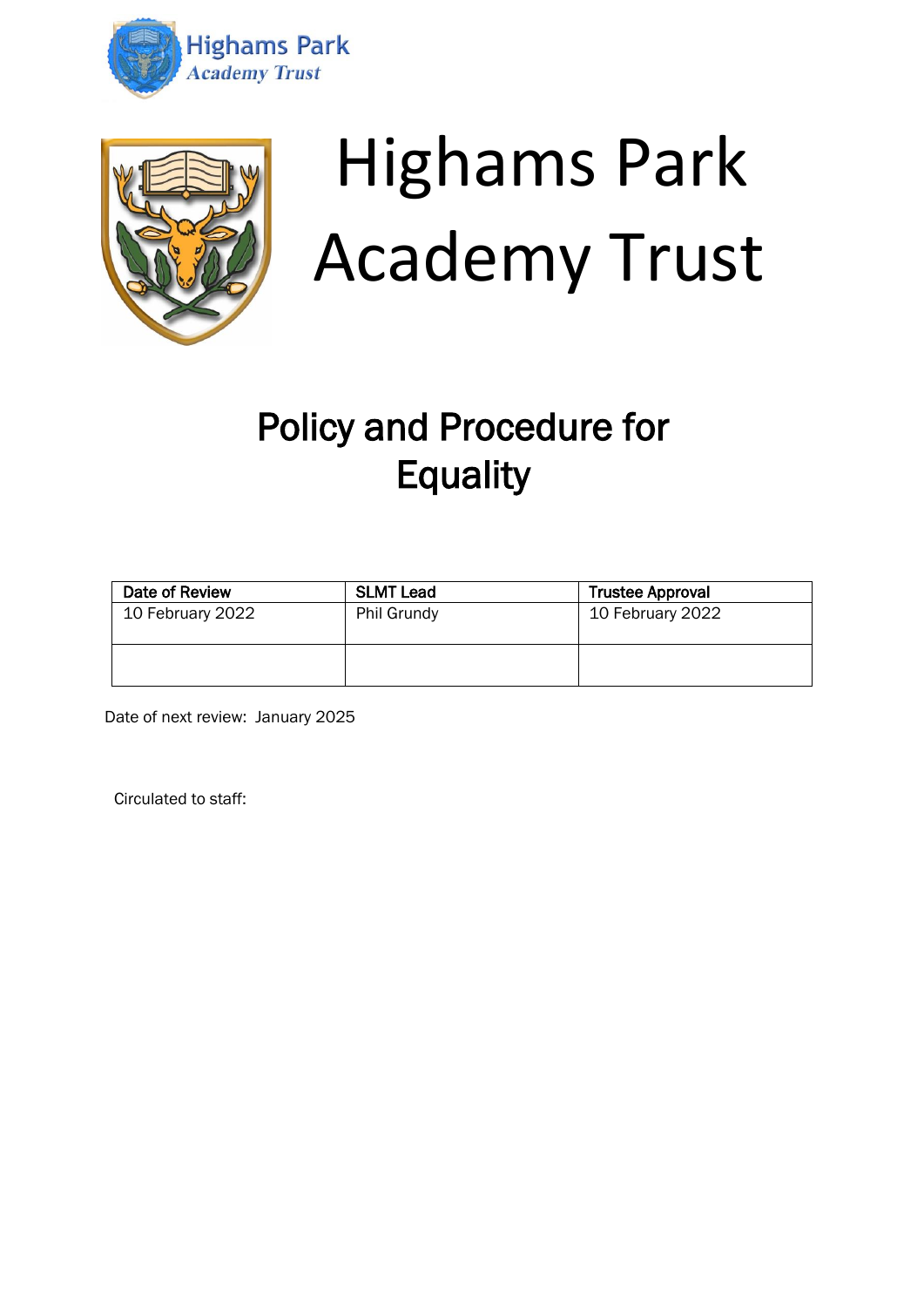Highams Park
*Academy Trust*

# Highams Park Academy Trust

## Policy and Procedure for Equality

| Date of Review | SLMT Lead | Trustee Approval |
| --- | --- | --- |
| 10 February 2022 | Phil Grundy | 10 February 2022 |
| | | |

Date of next review: January 2025

Circulated to staff: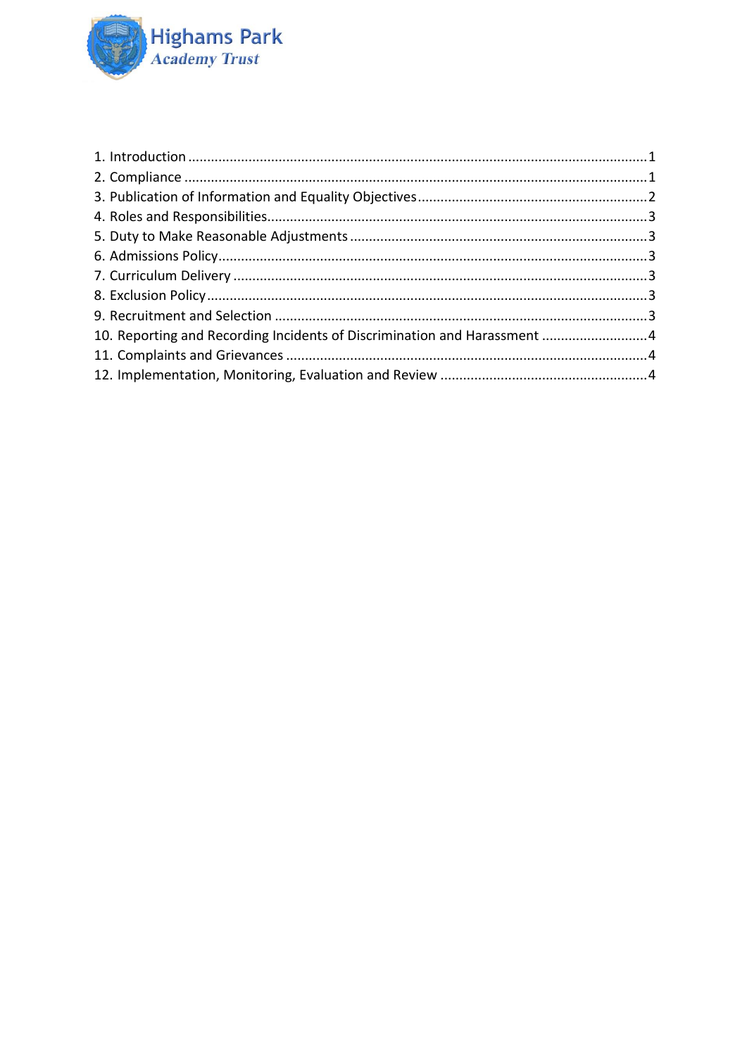1. Introduction ........................................................................................................................1
2. Compliance ..........................................................................................................................1
3. Publication of Information and Equality Objectives ............................................................2
4. Roles and Responsibilities....................................................................................................3
5. Duty to Make Reasonable Adjustments ...............................................................................3
6. Admissions Policy.................................................................................................................3
7. Curriculum Delivery .............................................................................................................3
8. Exclusion Policy ....................................................................................................................3
9. Recruitment and Selection ..................................................................................................3
10. Reporting and Recording Incidents of Discrimination and Harassment ............................4
11. Complaints and Grievances ...............................................................................................4
12. Implementation, Monitoring, Evaluation and Review .......................................................4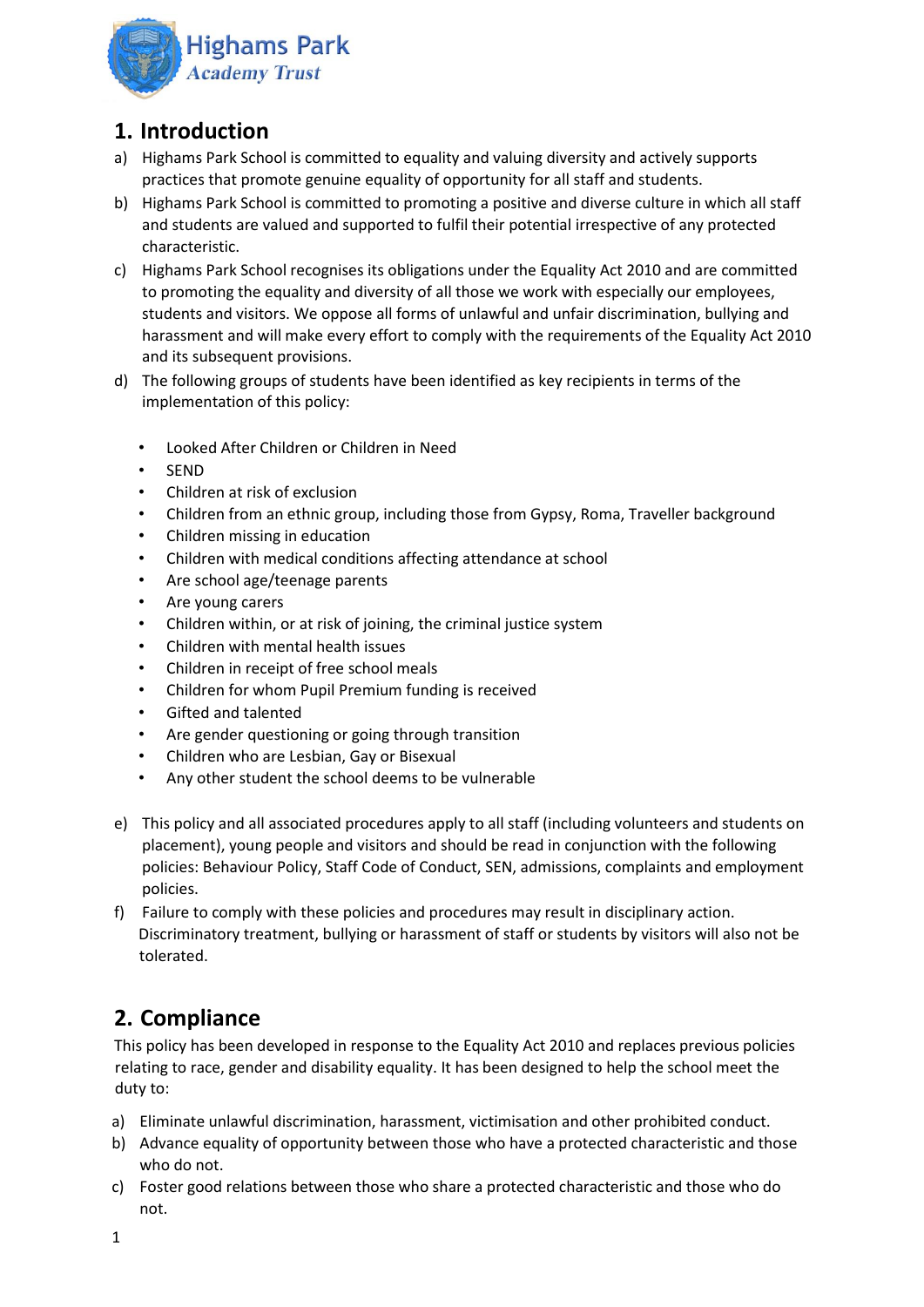## 1. Introduction

a) Highams Park School is committed to equality and valuing diversity and actively supports practices that promote genuine equality of opportunity for all staff and students.

b) Highams Park School is committed to promoting a positive and diverse culture in which all staff and students are valued and supported to fulfil their potential irrespective of any protected characteristic.

c) Highams Park School recognises its obligations under the Equality Act 2010 and are committed to promoting the equality and diversity of all those we work with especially our employees, students and visitors. We oppose all forms of unlawful and unfair discrimination, bullying and harassment and will make every effort to comply with the requirements of the Equality Act 2010 and its subsequent provisions.

d) The following groups of students have been identified as key recipients in terms of the implementation of this policy:

- Looked After Children or Children in Need
- SEND
- Children at risk of exclusion
- Children from an ethnic group, including those from Gypsy, Roma, Traveller background
- Children missing in education
- Children with medical conditions affecting attendance at school
- Are school age/teenage parents
- Are young carers
- Children within, or at risk of joining, the criminal justice system
- Children with mental health issues
- Children in receipt of free school meals
- Children for whom Pupil Premium funding is received
- Gifted and talented
- Are gender questioning or going through transition
- Children who are Lesbian, Gay or Bisexual
- Any other student the school deems to be vulnerable

e) This policy and all associated procedures apply to all staff (including volunteers and students on placement), young people and visitors and should be read in conjunction with the following policies: Behaviour Policy, Staff Code of Conduct, SEN, admissions, complaints and employment policies.

f) Failure to comply with these policies and procedures may result in disciplinary action. Discriminatory treatment, bullying or harassment of staff or students by visitors will also not be tolerated.

## 2. Compliance

This policy has been developed in response to the Equality Act 2010 and replaces previous policies relating to race, gender and disability equality. It has been designed to help the school meet the duty to:

a) Eliminate unlawful discrimination, harassment, victimisation and other prohibited conduct.

b) Advance equality of opportunity between those who have a protected characteristic and those who do not.

c) Foster good relations between those who share a protected characteristic and those who do not.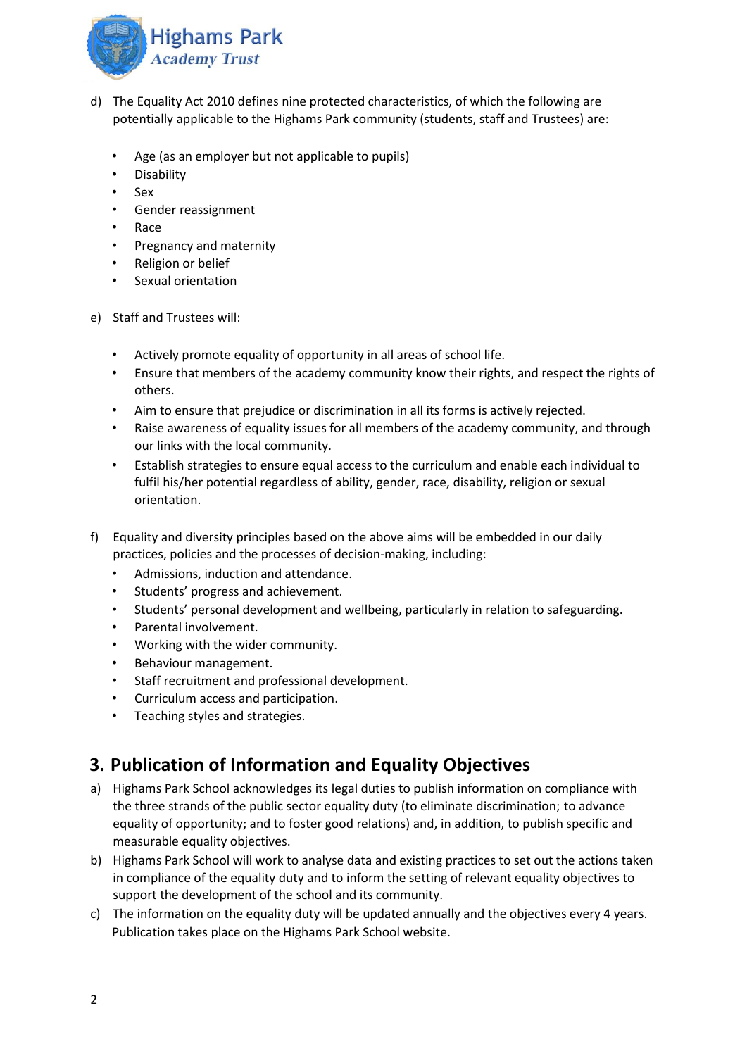d) The Equality Act 2010 defines nine protected characteristics, of which the following are potentially applicable to the Highams Park community (students, staff and Trustees) are:

- Age (as an employer but not applicable to pupils)
- Disability
- Sex
- Gender reassignment
- Race
- Pregnancy and maternity
- Religion or belief
- Sexual orientation

e) Staff and Trustees will:

- Actively promote equality of opportunity in all areas of school life.
- Ensure that members of the academy community know their rights, and respect the rights of others.
- Aim to ensure that prejudice or discrimination in all its forms is actively rejected.
- Raise awareness of equality issues for all members of the academy community, and through our links with the local community.
- Establish strategies to ensure equal access to the curriculum and enable each individual to fulfil his/her potential regardless of ability, gender, race, disability, religion or sexual orientation.

f) Equality and diversity principles based on the above aims will be embedded in our daily practices, policies and the processes of decision-making, including:

- Admissions, induction and attendance.
- Students' progress and achievement.
- Students' personal development and wellbeing, particularly in relation to safeguarding.
- Parental involvement.
- Working with the wider community.
- Behaviour management.
- Staff recruitment and professional development.
- Curriculum access and participation.
- Teaching styles and strategies.

## 3. Publication of Information and Equality Objectives

a) Highams Park School acknowledges its legal duties to publish information on compliance with the three strands of the public sector equality duty (to eliminate discrimination; to advance equality of opportunity; and to foster good relations) and, in addition, to publish specific and measurable equality objectives.

b) Highams Park School will work to analyse data and existing practices to set out the actions taken in compliance of the equality duty and to inform the setting of relevant equality objectives to support the development of the school and its community.

c) The information on the equality duty will be updated annually and the objectives every 4 years. Publication takes place on the Highams Park School website.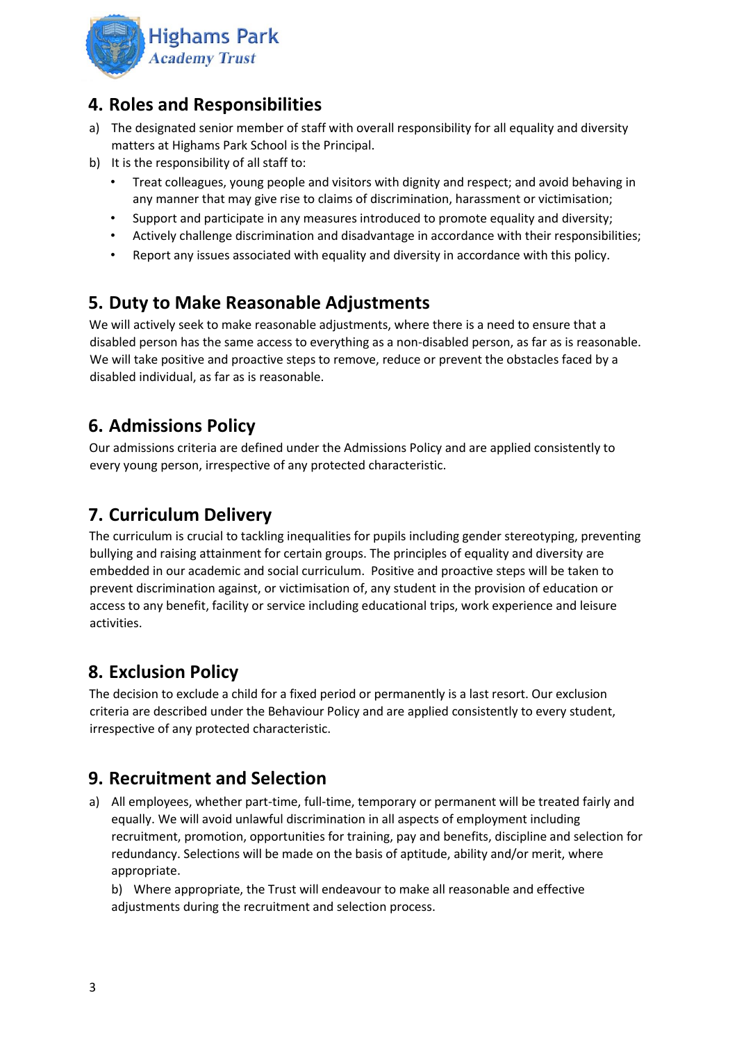## 4. Roles and Responsibilities

a) The designated senior member of staff with overall responsibility for all equality and diversity matters at Highams Park School is the Principal.

b) It is the responsibility of all staff to:
   - Treat colleagues, young people and visitors with dignity and respect; and avoid behaving in any manner that may give rise to claims of discrimination, harassment or victimisation;
   - Support and participate in any measures introduced to promote equality and diversity;
   - Actively challenge discrimination and disadvantage in accordance with their responsibilities;
   - Report any issues associated with equality and diversity in accordance with this policy.

## 5. Duty to Make Reasonable Adjustments

We will actively seek to make reasonable adjustments, where there is a need to ensure that a disabled person has the same access to everything as a non-disabled person, as far as is reasonable. We will take positive and proactive steps to remove, reduce or prevent the obstacles faced by a disabled individual, as far as is reasonable.

## 6. Admissions Policy

Our admissions criteria are defined under the Admissions Policy and are applied consistently to every young person, irrespective of any protected characteristic.

## 7. Curriculum Delivery

The curriculum is crucial to tackling inequalities for pupils including gender stereotyping, preventing bullying and raising attainment for certain groups. The principles of equality and diversity are embedded in our academic and social curriculum. Positive and proactive steps will be taken to prevent discrimination against, or victimisation of, any student in the provision of education or access to any benefit, facility or service including educational trips, work experience and leisure activities.

## 8. Exclusion Policy

The decision to exclude a child for a fixed period or permanently is a last resort. Our exclusion criteria are described under the Behaviour Policy and are applied consistently to every student, irrespective of any protected characteristic.

## 9. Recruitment and Selection

a) All employees, whether part-time, full-time, temporary or permanent will be treated fairly and equally. We will avoid unlawful discrimination in all aspects of employment including recruitment, promotion, opportunities for training, pay and benefits, discipline and selection for redundancy. Selections will be made on the basis of aptitude, ability and/or merit, where appropriate.

b) Where appropriate, the Trust will endeavour to make all reasonable and effective adjustments during the recruitment and selection process.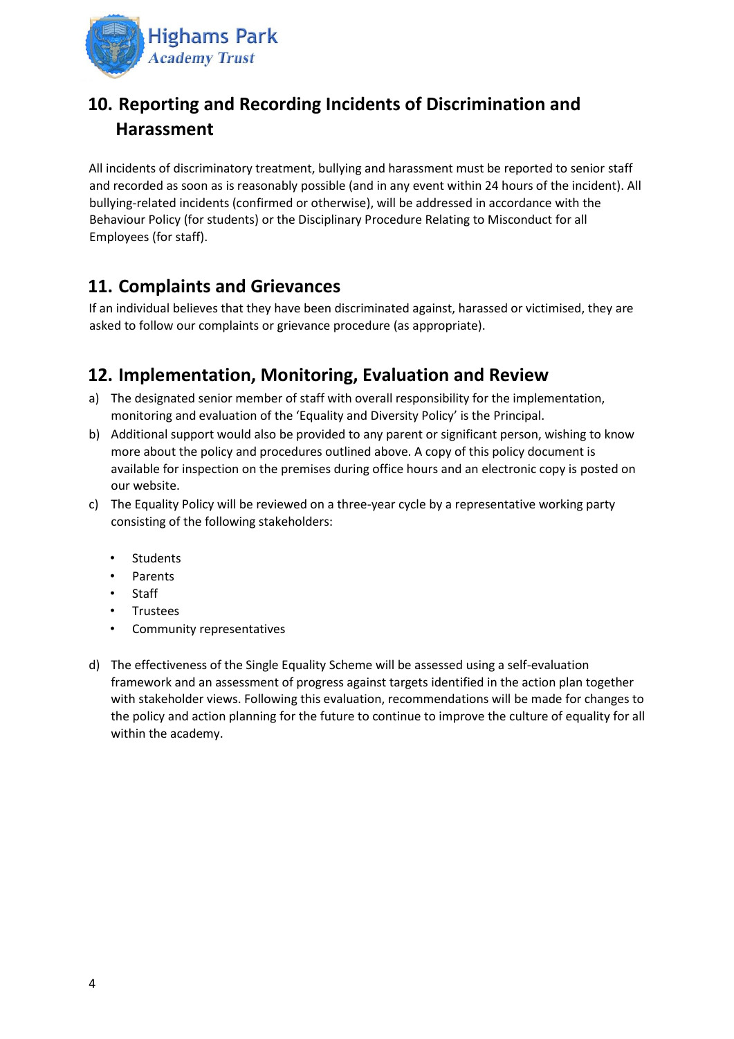## 10. Reporting and Recording Incidents of Discrimination and Harassment

All incidents of discriminatory treatment, bullying and harassment must be reported to senior staff and recorded as soon as is reasonably possible (and in any event within 24 hours of the incident). All bullying-related incidents (confirmed or otherwise), will be addressed in accordance with the Behaviour Policy (for students) or the Disciplinary Procedure Relating to Misconduct for all Employees (for staff).

## 11. Complaints and Grievances

If an individual believes that they have been discriminated against, harassed or victimised, they are asked to follow our complaints or grievance procedure (as appropriate).

## 12. Implementation, Monitoring, Evaluation and Review

a) The designated senior member of staff with overall responsibility for the implementation, monitoring and evaluation of the 'Equality and Diversity Policy' is the Principal.

b) Additional support would also be provided to any parent or significant person, wishing to know more about the policy and procedures outlined above. A copy of this policy document is available for inspection on the premises during office hours and an electronic copy is posted on our website.

c) The Equality Policy will be reviewed on a three-year cycle by a representative working party consisting of the following stakeholders:

- Students
- Parents
- Staff
- Trustees
- Community representatives

d) The effectiveness of the Single Equality Scheme will be assessed using a self-evaluation framework and an assessment of progress against targets identified in the action plan together with stakeholder views. Following this evaluation, recommendations will be made for changes to the policy and action planning for the future to continue to improve the culture of equality for all within the academy.